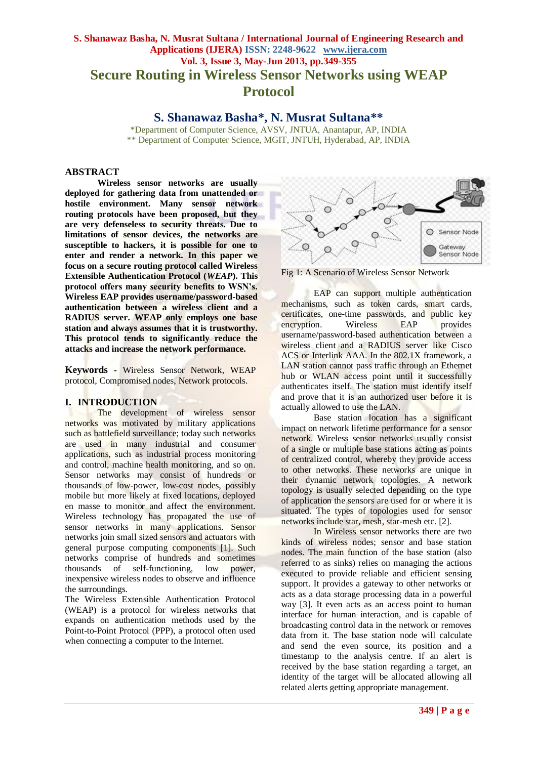# Secure Routing in Wireless Sensor Networks using WEAP Protocol

## S. Shanawaz Basha*, N. Musrat Sultana**

*Department of Computer Science, AVSV, JNTUA, Anantapur, AP, INDIA
** Department of Computer Science, MGIT, JNTUH, Hyderabad, AP, INDIA

## ABSTRACT

**Wireless sensor networks are usually deployed for gathering data from unattended or hostile environment. Many sensor network routing protocols have been proposed, but they are very defenseless to security threats. Due to limitations of sensor devices, the networks are susceptible to hackers, it is possible for one to enter and render a network. In this paper we focus on a secure routing protocol called Wireless Extensible Authentication Protocol (*WEAP*). This protocol offers many security benefits to WSN's. Wireless EAP provides username/password-based authentication between a wireless client and a RADIUS server. WEAP only employs one base station and always assumes that it is trustworthy. This protocol tends to significantly reduce the attacks and increase the network performance.**

**Keywords** - Wireless Sensor Network, WEAP protocol, Compromised nodes, Network protocols.

## I. INTRODUCTION

The development of wireless sensor networks was motivated by military applications such as battlefield surveillance; today such networks are used in many industrial and consumer applications, such as industrial process monitoring and control, machine health monitoring, and so on. Sensor networks may consist of hundreds or thousands of low-power, low-cost nodes, possibly mobile but more likely at fixed locations, deployed en masse to monitor and affect the environment. Wireless technology has propagated the use of sensor networks in many applications. Sensor networks join small sized sensors and actuators with general purpose computing components [1]. Such networks comprise of hundreds and sometimes thousands of self-functioning, low power, inexpensive wireless nodes to observe and influence the surroundings.

The Wireless Extensible Authentication Protocol (WEAP) is a protocol for wireless networks that expands on authentication methods used by the Point-to-Point Protocol (PPP), a protocol often used when connecting a computer to the Internet.

Fig 1: A Scenario of Wireless Sensor Network

EAP can support multiple authentication mechanisms, such as token cards, smart cards, certificates, one-time passwords, and public key encryption. Wireless EAP provides username/password-based authentication between a wireless client and a RADIUS server like Cisco ACS or Interlink AAA. In the 802.1X framework, a LAN station cannot pass traffic through an Ethernet hub or WLAN access point until it successfully authenticates itself. The station must identify itself and prove that it is an authorized user before it is actually allowed to use the LAN.

Base station location has a significant impact on network lifetime performance for a sensor network. Wireless sensor networks usually consist of a single or multiple base stations acting as points of centralized control, whereby they provide access to other networks. These networks are unique in their dynamic network topologies. A network topology is usually selected depending on the type of application the sensors are used for or where it is situated. The types of topologies used for sensor networks include star, mesh, star-mesh etc. [2].

In Wireless sensor networks there are two kinds of wireless nodes; sensor and base station nodes. The main function of the base station (also referred to as sinks) relies on managing the actions executed to provide reliable and efficient sensing support. It provides a gateway to other networks or acts as a data storage processing data in a powerful way [3]. It even acts as an access point to human interface for human interaction, and is capable of broadcasting control data in the network or removes data from it. The base station node will calculate and send the even source, its position and a timestamp to the analysis centre. If an alert is received by the base station regarding a target, an identity of the target will be allocated allowing all related alerts getting appropriate management.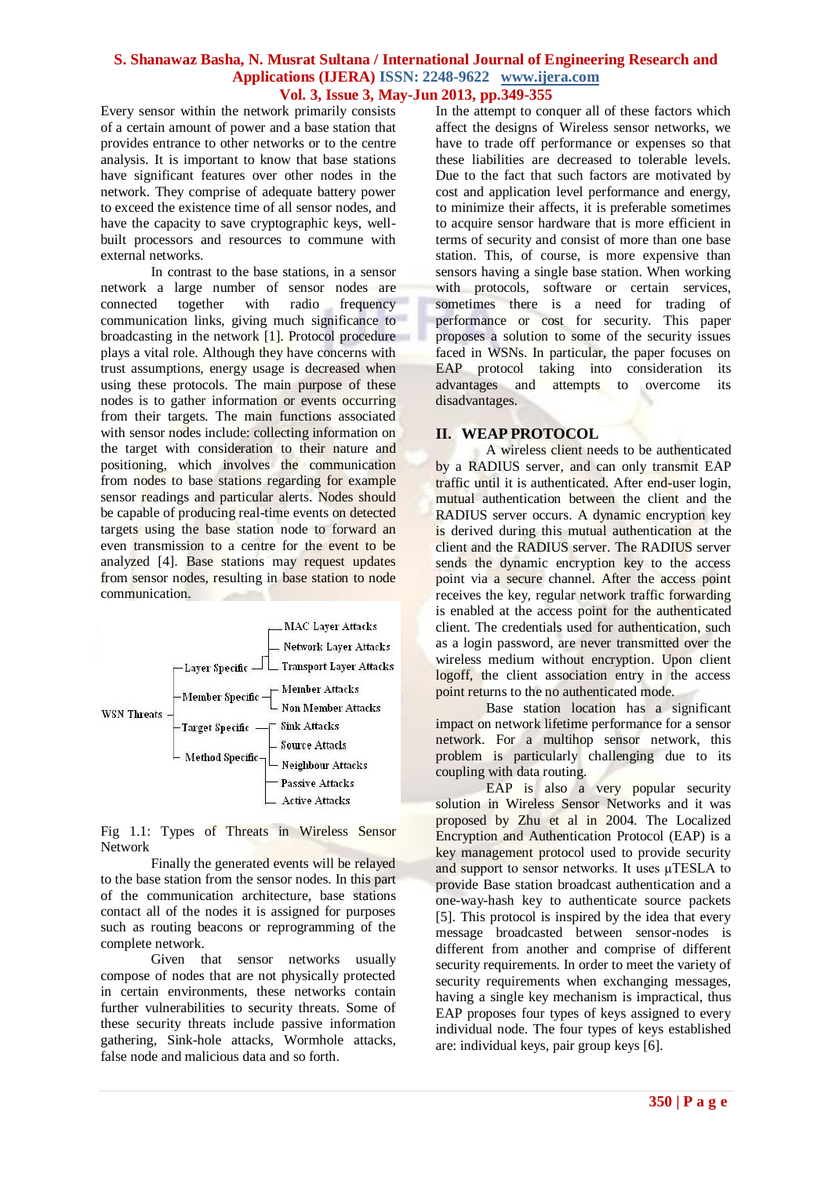Every sensor within the network primarily consists of a certain amount of power and a base station that provides entrance to other networks or to the centre analysis. It is important to know that base stations have significant features over other nodes in the network. They comprise of adequate battery power to exceed the existence time of all sensor nodes, and have the capacity to save cryptographic keys, well-built processors and resources to commune with external networks.

In contrast to the base stations, in a sensor network a large number of sensor nodes are connected together with radio frequency communication links, giving much significance to broadcasting in the network [1]. Protocol procedure plays a vital role. Although they have concerns with trust assumptions, energy usage is decreased when using these protocols. The main purpose of these nodes is to gather information or events occurring from their targets. The main functions associated with sensor nodes include: collecting information on the target with consideration to their nature and positioning, which involves the communication from nodes to base stations regarding for example sensor readings and particular alerts. Nodes should be capable of producing real-time events on detected targets using the base station node to forward an even transmission to a centre for the event to be analyzed [4]. Base stations may request updates from sensor nodes, resulting in base station to node communication.

- WSN Threats
  - Layer Specific
    - MAC Layer Attacks
    - Network Layer Attacks
    - Transport Layer Attacks
  - Member Specific
    - Member Attacks
    - Non Member Attacks
  - Target Specific
    - Sink Attacks
    - Source Attacks
    - Neighbour Attacks
  - Method Specific
    - Passive Attacks
    - Active Attacks

Fig 1.1: Types of Threats in Wireless Sensor Network

Finally the generated events will be relayed to the base station from the sensor nodes. In this part of the communication architecture, base stations contact all of the nodes it is assigned for purposes such as routing beacons or reprogramming of the complete network.

Given that sensor networks usually compose of nodes that are not physically protected in certain environments, these networks contain further vulnerabilities to security threats. Some of these security threats include passive information gathering, Sink-hole attacks, Wormhole attacks, false node and malicious data and so forth.

In the attempt to conquer all of these factors which affect the designs of Wireless sensor networks, we have to trade off performance or expenses so that these liabilities are decreased to tolerable levels. Due to the fact that such factors are motivated by cost and application level performance and energy, to minimize their affects, it is preferable sometimes to acquire sensor hardware that is more efficient in terms of security and consist of more than one base station. This, of course, is more expensive than sensors having a single base station. When working with protocols, software or certain services, sometimes there is a need for trading of performance or cost for security. This paper proposes a solution to some of the security issues faced in WSNs. In particular, the paper focuses on EAP protocol taking into consideration its advantages and attempts to overcome its disadvantages.

## II. WEAP PROTOCOL

A wireless client needs to be authenticated by a RADIUS server, and can only transmit EAP traffic until it is authenticated. After end-user login, mutual authentication between the client and the RADIUS server occurs. A dynamic encryption key is derived during this mutual authentication at the client and the RADIUS server. The RADIUS server sends the dynamic encryption key to the access point via a secure channel. After the access point receives the key, regular network traffic forwarding is enabled at the access point for the authenticated client. The credentials used for authentication, such as a login password, are never transmitted over the wireless medium without encryption. Upon client logoff, the client association entry in the access point returns to the no authenticated mode.

Base station location has a significant impact on network lifetime performance for a sensor network. For a multihop sensor network, this problem is particularly challenging due to its coupling with data routing.

EAP is also a very popular security solution in Wireless Sensor Networks and it was proposed by Zhu et al in 2004. The Localized Encryption and Authentication Protocol (EAP) is a key management protocol used to provide security and support to sensor networks. It uses µTESLA to provide Base station broadcast authentication and a one-way-hash key to authenticate source packets [5]. This protocol is inspired by the idea that every message broadcasted between sensor-nodes is different from another and comprise of different security requirements. In order to meet the variety of security requirements when exchanging messages, having a single key mechanism is impractical, thus EAP proposes four types of keys assigned to every individual node. The four types of keys established are: individual keys, pair group keys [6].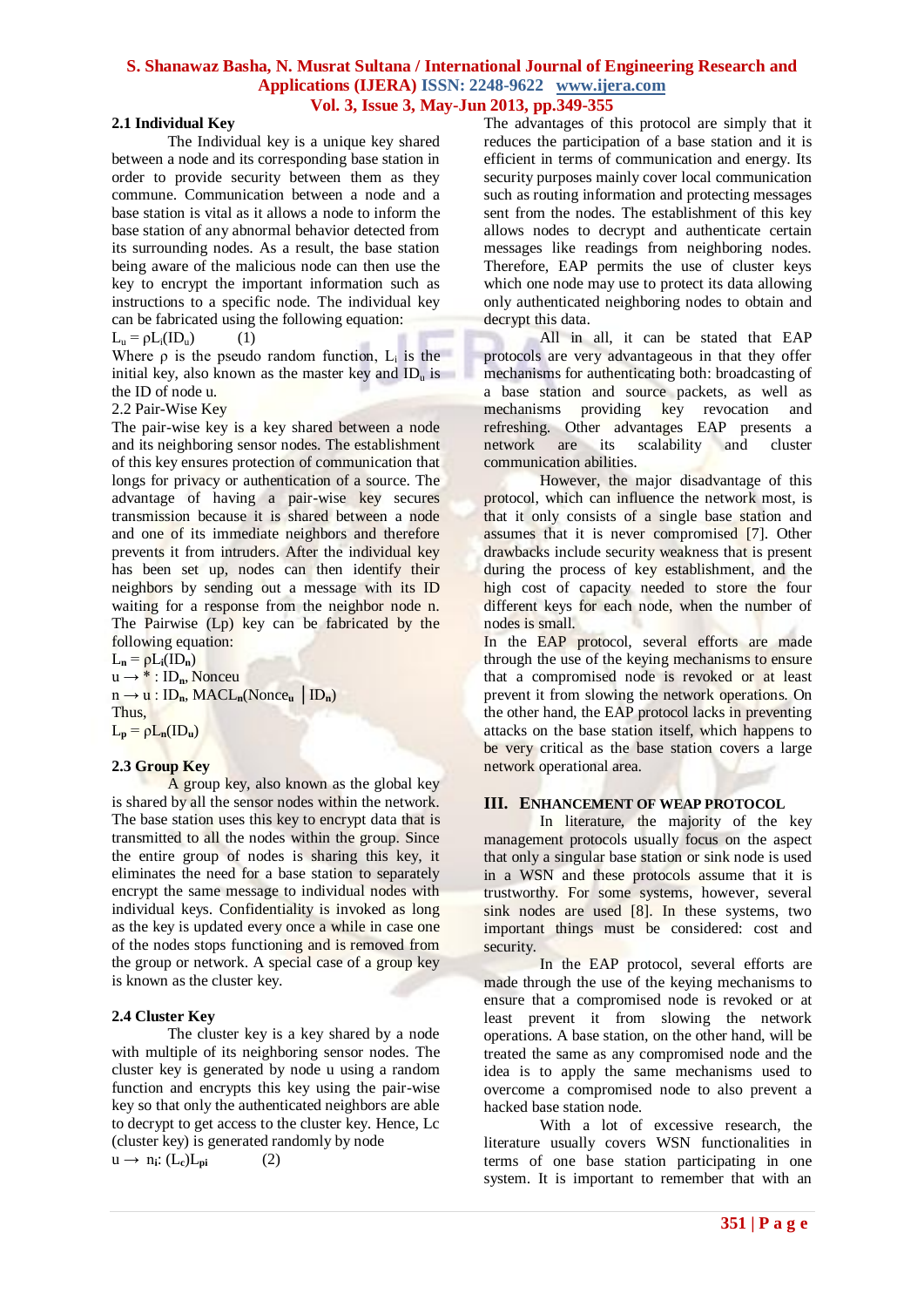### 2.1 Individual Key

The Individual key is a unique key shared between a node and its corresponding base station in order to provide security between them as they commune. Communication between a node and a base station is vital as it allows a node to inform the base station of any abnormal behavior detected from its surrounding nodes. As a result, the base station being aware of the malicious node can then use the key to encrypt the important information such as instructions to a specific node. The individual key can be fabricated using the following equation:

$L_u = \rho L_i(ID_u)$ (1)

Where $\rho$ is the pseudo random function, $L_i$ is the initial key, also known as the master key and $ID_u$ is the ID of node u.

2.2 Pair-Wise Key

The pair-wise key is a key shared between a node and its neighboring sensor nodes. The establishment of this key ensures protection of communication that longs for privacy or authentication of a source. The advantage of having a pair-wise key secures transmission because it is shared between a node and one of its immediate neighbors and therefore prevents it from intruders. After the individual key has been set up, nodes can then identify their neighbors by sending out a message with its ID waiting for a response from the neighbor node n. The Pairwise (Lp) key can be fabricated by the following equation:

$L_n = \rho L_i(ID_n)$

$u \rightarrow * : ID_n$, Nonceu

$n \rightarrow u : ID_n$, $MACL_n(Nonce_u \mid ID_n)$

Thus,

$L_p = \rho L_n(ID_u)$

### 2.3 Group Key

A group key, also known as the global key is shared by all the sensor nodes within the network. The base station uses this key to encrypt data that is transmitted to all the nodes within the group. Since the entire group of nodes is sharing this key, it eliminates the need for a base station to separately encrypt the same message to individual nodes with individual keys. Confidentiality is invoked as long as the key is updated every once a while in case one of the nodes stops functioning and is removed from the group or network. A special case of a group key is known as the cluster key.

### 2.4 Cluster Key

The cluster key is a key shared by a node with multiple of its neighboring sensor nodes. The cluster key is generated by node u using a random function and encrypts this key using the pair-wise key so that only the authenticated neighbors are able to decrypt to get access to the cluster key. Hence, Lc (cluster key) is generated randomly by node

$u \rightarrow n_i: (L_c)L_{pi}$ (2)

The advantages of this protocol are simply that it reduces the participation of a base station and it is efficient in terms of communication and energy. Its security purposes mainly cover local communication such as routing information and protecting messages sent from the nodes. The establishment of this key allows nodes to decrypt and authenticate certain messages like readings from neighboring nodes. Therefore, EAP permits the use of cluster keys which one node may use to protect its data allowing only authenticated neighboring nodes to obtain and decrypt this data.

All in all, it can be stated that EAP protocols are very advantageous in that they offer mechanisms for authenticating both: broadcasting of a base station and source packets, as well as mechanisms providing key revocation and refreshing. Other advantages EAP presents a network are its scalability and cluster communication abilities.

However, the major disadvantage of this protocol, which can influence the network most, is that it only consists of a single base station and assumes that it is never compromised [7]. Other drawbacks include security weakness that is present during the process of key establishment, and the high cost of capacity needed to store the four different keys for each node, when the number of nodes is small.

In the EAP protocol, several efforts are made through the use of the keying mechanisms to ensure that a compromised node is revoked or at least prevent it from slowing the network operations. On the other hand, the EAP protocol lacks in preventing attacks on the base station itself, which happens to be very critical as the base station covers a large network operational area.

## III. ENHANCEMENT OF WEAP PROTOCOL

In literature, the majority of the key management protocols usually focus on the aspect that only a singular base station or sink node is used in a WSN and these protocols assume that it is trustworthy. For some systems, however, several sink nodes are used [8]. In these systems, two important things must be considered: cost and security.

In the EAP protocol, several efforts are made through the use of the keying mechanisms to ensure that a compromised node is revoked or at least prevent it from slowing the network operations. A base station, on the other hand, will be treated the same as any compromised node and the idea is to apply the same mechanisms used to overcome a compromised node to also prevent a hacked base station node.

With a lot of excessive research, the literature usually covers WSN functionalities in terms of one base station participating in one system. It is important to remember that with an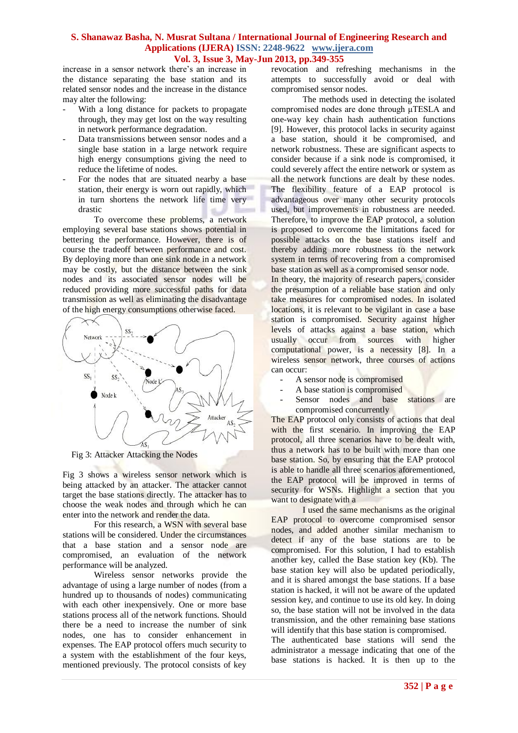increase in a sensor network there's an increase in the distance separating the base station and its related sensor nodes and the increase in the distance may alter the following:

- With a long distance for packets to propagate through, they may get lost on the way resulting in network performance degradation.
- Data transmissions between sensor nodes and a single base station in a large network require high energy consumptions giving the need to reduce the lifetime of nodes.
- For the nodes that are situated nearby a base station, their energy is worn out rapidly, which in turn shortens the network life time very drastic

To overcome these problems, a network employing several base stations shows potential in bettering the performance. However, there is of course the tradeoff between performance and cost. By deploying more than one sink node in a network may be costly, but the distance between the sink nodes and its associated sensor nodes will be reduced providing more successful paths for data transmission as well as eliminating the disadvantage of the high energy consumptions otherwise faced.

Network
$SS_2$
$SS_1$
$SS_2'$
Node k'
Node k
$AS_3$
Attacker
$AS_2$
$AS_1$

Fig 3: Attacker Attacking the Nodes

Fig 3 shows a wireless sensor network which is being attacked by an attacker. The attacker cannot target the base stations directly. The attacker has to choose the weak nodes and through which he can enter into the network and render the data.

For this research, a WSN with several base stations will be considered. Under the circumstances that a base station and a sensor node are compromised, an evaluation of the network performance will be analyzed.

Wireless sensor networks provide the advantage of using a large number of nodes (from a hundred up to thousands of nodes) communicating with each other inexpensively. One or more base stations process all of the network functions. Should there be a need to increase the number of sink nodes, one has to consider enhancement in expenses. The EAP protocol offers much security to a system with the establishment of the four keys, mentioned previously. The protocol consists of key revocation and refreshing mechanisms in the attempts to successfully avoid or deal with compromised sensor nodes.

The methods used in detecting the isolated compromised nodes are done through µTESLA and one-way key chain hash authentication functions [9]. However, this protocol lacks in security against a base station, should it be compromised, and network robustness. These are significant aspects to consider because if a sink node is compromised, it could severely affect the entire network or system as all the network functions are dealt by these nodes. The flexibility feature of a EAP protocol is advantageous over many other security protocols used, but improvements in robustness are needed. Therefore, to improve the EAP protocol, a solution is proposed to overcome the limitations faced for possible attacks on the base stations itself and thereby adding more robustness to the network system in terms of recovering from a compromised base station as well as a compromised sensor node.

In theory, the majority of research papers, consider the presumption of a reliable base station and only take measures for compromised nodes. In isolated locations, it is relevant to be vigilant in case a base station is compromised. Security against higher levels of attacks against a base station, which usually occur from sources with higher computational power, is a necessity [8]. In a wireless sensor network, three courses of actions can occur:

- A sensor node is compromised
- A base station is compromised
- Sensor nodes and base stations are compromised concurrently

The EAP protocol only consists of actions that deal with the first scenario. In improving the EAP protocol, all three scenarios have to be dealt with, thus a network has to be built with more than one base station. So, by ensuring that the EAP protocol is able to handle all three scenarios aforementioned, the EAP protocol will be improved in terms of security for WSNs. Highlight a section that you want to designate with a

I used the same mechanisms as the original EAP protocol to overcome compromised sensor nodes, and added another similar mechanism to detect if any of the base stations are to be compromised. For this solution, I had to establish another key, called the Base station key (Kb). The base station key will also be updated periodically, and it is shared amongst the base stations. If a base station is hacked, it will not be aware of the updated session key, and continue to use its old key. In doing so, the base station will not be involved in the data transmission, and the other remaining base stations will identify that this base station is compromised.

The authenticated base stations will send the administrator a message indicating that one of the base stations is hacked. It is then up to the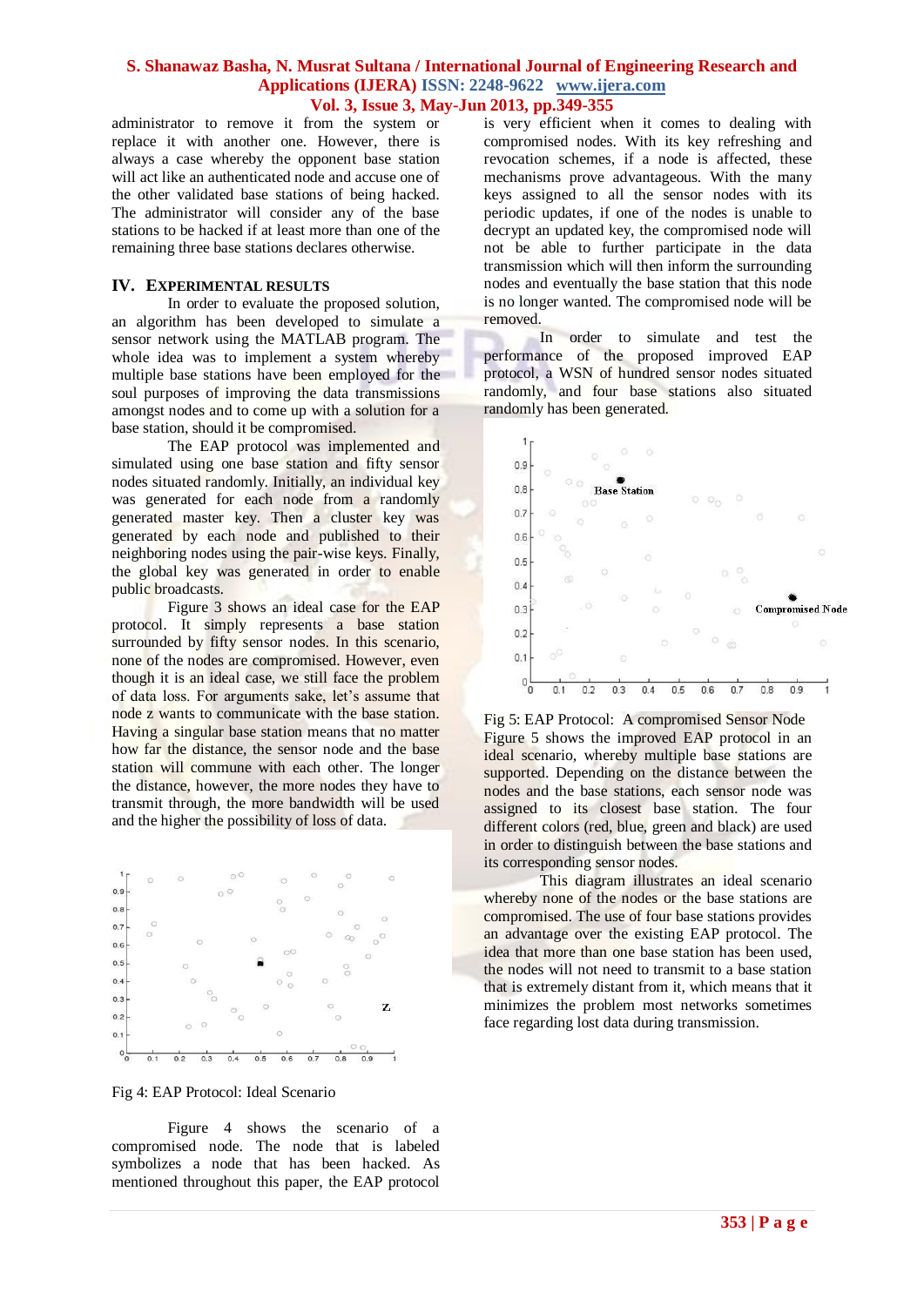administrator to remove it from the system or replace it with another one. However, there is always a case whereby the opponent base station will act like an authenticated node and accuse one of the other validated base stations of being hacked. The administrator will consider any of the base stations to be hacked if at least more than one of the remaining three base stations declares otherwise.

## IV. EXPERIMENTAL RESULTS

In order to evaluate the proposed solution, an algorithm has been developed to simulate a sensor network using the MATLAB program. The whole idea was to implement a system whereby multiple base stations have been employed for the soul purposes of improving the data transmissions amongst nodes and to come up with a solution for a base station, should it be compromised.

The EAP protocol was implemented and simulated using one base station and fifty sensor nodes situated randomly. Initially, an individual key was generated for each node from a randomly generated master key. Then a cluster key was generated by each node and published to their neighboring nodes using the pair-wise keys. Finally, the global key was generated in order to enable public broadcasts.

Figure 3 shows an ideal case for the EAP protocol. It simply represents a base station surrounded by fifty sensor nodes. In this scenario, none of the nodes are compromised. However, even though it is an ideal case, we still face the problem of data loss. For arguments sake, let's assume that node z wants to communicate with the base station. Having a singular base station means that no matter how far the distance, the sensor node and the base station will commune with each other. The longer the distance, however, the more nodes they have to transmit through, the more bandwidth will be used and the higher the possibility of loss of data.

Fig 4: EAP Protocol: Ideal Scenario

Figure 4 shows the scenario of a compromised node. The node that is labeled symbolizes a node that has been hacked. As mentioned throughout this paper, the EAP protocol is very efficient when it comes to dealing with compromised nodes. With its key refreshing and revocation schemes, if a node is affected, these mechanisms prove advantageous. With the many keys assigned to all the sensor nodes with its periodic updates, if one of the nodes is unable to decrypt an updated key, the compromised node will not be able to further participate in the data transmission which will then inform the surrounding nodes and eventually the base station that this node is no longer wanted. The compromised node will be removed.

In order to simulate and test the performance of the proposed improved EAP protocol, a WSN of hundred sensor nodes situated randomly, and four base stations also situated randomly has been generated.

Fig 5: EAP Protocol: A compromised Sensor Node

Figure 5 shows the improved EAP protocol in an ideal scenario, whereby multiple base stations are supported. Depending on the distance between the nodes and the base stations, each sensor node was assigned to its closest base station. The four different colors (red, blue, green and black) are used in order to distinguish between the base stations and its corresponding sensor nodes.

This diagram illustrates an ideal scenario whereby none of the nodes or the base stations are compromised. The use of four base stations provides an advantage over the existing EAP protocol. The idea that more than one base station has been used, the nodes will not need to transmit to a base station that is extremely distant from it, which means that it minimizes the problem most networks sometimes face regarding lost data during transmission.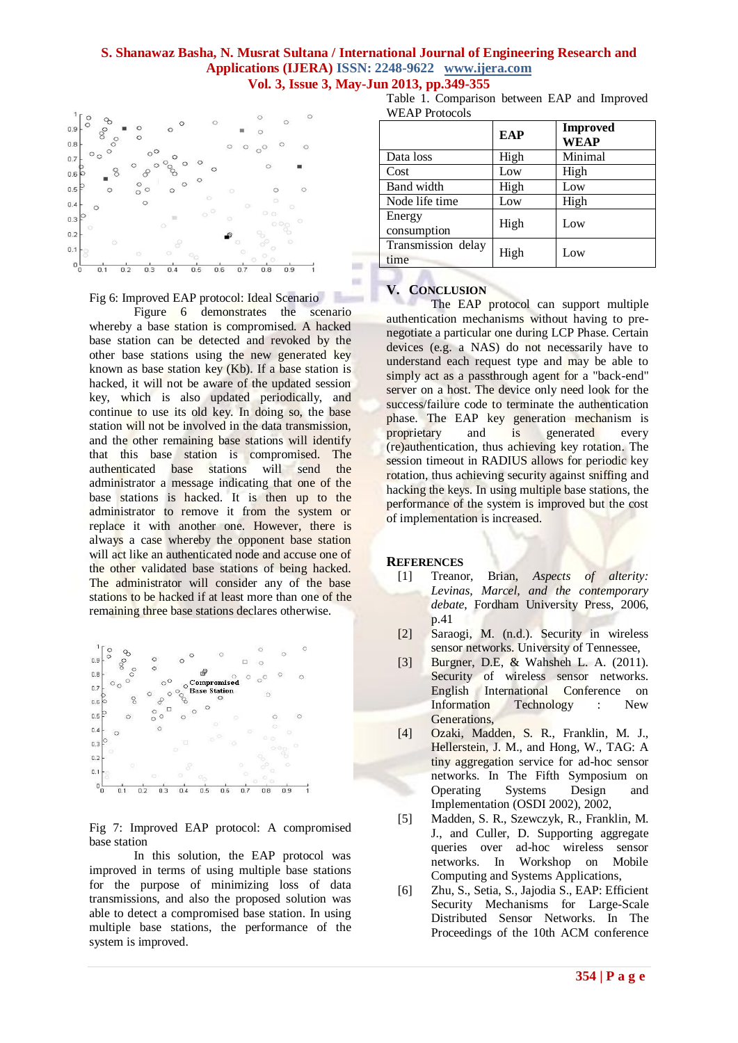Fig 6: Improved EAP protocol: Ideal Scenario

Figure 6 demonstrates the scenario whereby a base station is compromised. A hacked base station can be detected and revoked by the other base stations using the new generated key known as base station key (Kb). If a base station is hacked, it will not be aware of the updated session key, which is also updated periodically, and continue to use its old key. In doing so, the base station will not be involved in the data transmission, and the other remaining base stations will identify that this base station is compromised. The authenticated base stations will send the administrator a message indicating that one of the base stations is hacked. It is then up to the administrator to remove it from the system or replace it with another one. However, there is always a case whereby the opponent base station will act like an authenticated node and accuse one of the other validated base stations of being hacked. The administrator will consider any of the base stations to be hacked if at least more than one of the remaining three base stations declares otherwise.

Fig 7: Improved EAP protocol: A compromised base station

In this solution, the EAP protocol was improved in terms of using multiple base stations for the purpose of minimizing loss of data transmissions, and also the proposed solution was able to detect a compromised base station. In using multiple base stations, the performance of the system is improved.

Table 1. Comparison between EAP and Improved WEAP Protocols

| | EAP | Improved WEAP |
|---|---|---|
| Data loss | High | Minimal |
| Cost | Low | High |
| Band width | High | Low |
| Node life time | Low | High |
| Energy consumption | High | Low |
| Transmission delay time | High | Low |

## V. Conclusion

The EAP protocol can support multiple authentication mechanisms without having to pre-negotiate a particular one during LCP Phase. Certain devices (e.g. a NAS) do not necessarily have to understand each request type and may be able to simply act as a passthrough agent for a "back-end" server on a host. The device only need look for the success/failure code to terminate the authentication phase. The EAP key generation mechanism is proprietary and is generated every (re)authentication, thus achieving key rotation. The session timeout in RADIUS allows for periodic key rotation, thus achieving security against sniffing and hacking the keys. In using multiple base stations, the performance of the system is improved but the cost of implementation is increased.

## References

[1] Treanor, Brian, *Aspects of alterity: Levinas, Marcel, and the contemporary debate*, Fordham University Press, 2006, p.41

[2] Saraogi, M. (n.d.). Security in wireless sensor networks. University of Tennessee,

[3] Burgner, D.E, & Wahsheh L. A. (2011). Security of wireless sensor networks. English International Conference on Information Technology : New Generations,

[4] Ozaki, Madden, S. R., Franklin, M. J., Hellerstein, J. M., and Hong, W., TAG: A tiny aggregation service for ad-hoc sensor networks. In The Fifth Symposium on Operating Systems Design and Implementation (OSDI 2002), 2002,

[5] Madden, S. R., Szewczyk, R., Franklin, M. J., and Culler, D. Supporting aggregate queries over ad-hoc wireless sensor networks. In Workshop on Mobile Computing and Systems Applications,

[6] Zhu, S., Setia, S., Jajodia S., EAP: Efficient Security Mechanisms for Large-Scale Distributed Sensor Networks. In The Proceedings of the 10th ACM conference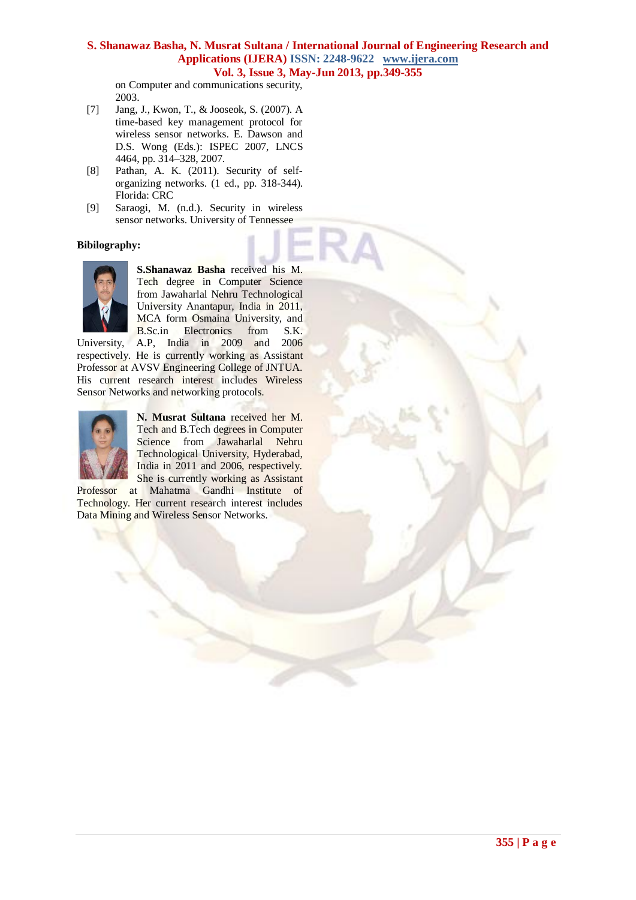on Computer and communications security, 2003.

[7] Jang, J., Kwon, T., & Jooseok, S. (2007). A time-based key management protocol for wireless sensor networks. E. Dawson and D.S. Wong (Eds.): ISPEC 2007, LNCS 4464, pp. 314–328, 2007.

[8] Pathan, A. K. (2011). Security of self-organizing networks. (1 ed., pp. 318-344). Florida: CRC

[9] Saraogi, M. (n.d.). Security in wireless sensor networks. University of Tennessee

**Bibilography:**

**S.Shanawaz Basha** received his M. Tech degree in Computer Science from Jawaharlal Nehru Technological University Anantapur, India in 2011, MCA form Osmaina University, and B.Sc.in Electronics from S.K. University, A.P, India in 2009 and 2006 respectively. He is currently working as Assistant Professor at AVSV Engineering College of JNTUA. His current research interest includes Wireless Sensor Networks and networking protocols.

**N. Musrat Sultana** received her M. Tech and B.Tech degrees in Computer Science from Jawaharlal Nehru Technological University, Hyderabad, India in 2011 and 2006, respectively. She is currently working as Assistant Professor at Mahatma Gandhi Institute of Technology. Her current research interest includes Data Mining and Wireless Sensor Networks.